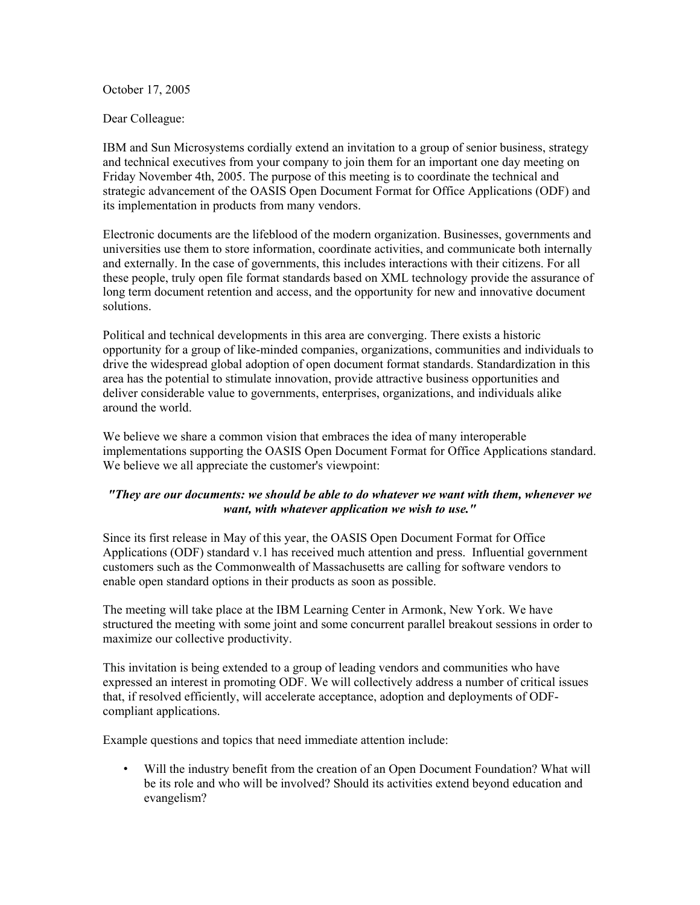October 17, 2005

Dear Colleague:

IBM and Sun Microsystems cordially extend an invitation to a group of senior business, strategy and technical executives from your company to join them for an important one day meeting on Friday November 4th, 2005. The purpose of this meeting is to coordinate the technical and strategic advancement of the OASIS Open Document Format for Office Applications (ODF) and its implementation in products from many vendors.

Electronic documents are the lifeblood of the modern organization. Businesses, governments and universities use them to store information, coordinate activities, and communicate both internally and externally. In the case of governments, this includes interactions with their citizens. For all these people, truly open file format standards based on XML technology provide the assurance of long term document retention and access, and the opportunity for new and innovative document solutions.

Political and technical developments in this area are converging. There exists a historic opportunity for a group of like-minded companies, organizations, communities and individuals to drive the widespread global adoption of open document format standards. Standardization in this area has the potential to stimulate innovation, provide attractive business opportunities and deliver considerable value to governments, enterprises, organizations, and individuals alike around the world.

We believe we share a common vision that embraces the idea of many interoperable implementations supporting the OASIS Open Document Format for Office Applications standard. We believe we all appreciate the customer's viewpoint:

***"They are our documents: we should be able to do whatever we want with them, whenever we want, with whatever application we wish to use."***

Since its first release in May of this year, the OASIS Open Document Format for Office Applications (ODF) standard v.1 has received much attention and press. Influential government customers such as the Commonwealth of Massachusetts are calling for software vendors to enable open standard options in their products as soon as possible.

The meeting will take place at the IBM Learning Center in Armonk, New York. We have structured the meeting with some joint and some concurrent parallel breakout sessions in order to maximize our collective productivity.

This invitation is being extended to a group of leading vendors and communities who have expressed an interest in promoting ODF. We will collectively address a number of critical issues that, if resolved efficiently, will accelerate acceptance, adoption and deployments of ODF-compliant applications.

Example questions and topics that need immediate attention include:

- Will the industry benefit from the creation of an Open Document Foundation? What will be its role and who will be involved? Should its activities extend beyond education and evangelism?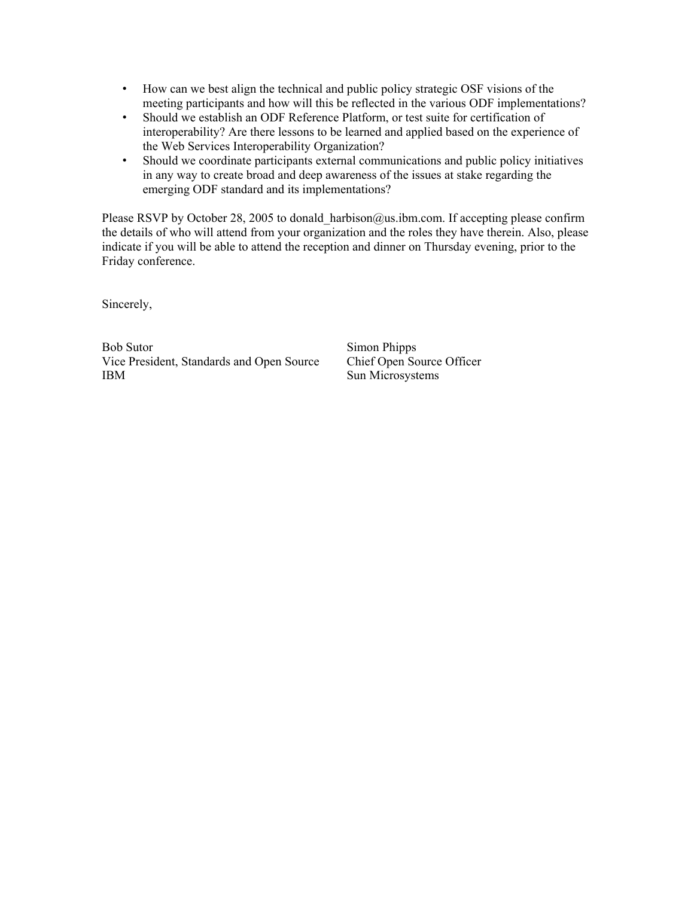- How can we best align the technical and public policy strategic OSF visions of the meeting participants and how will this be reflected in the various ODF implementations?
- Should we establish an ODF Reference Platform, or test suite for certification of interoperability? Are there lessons to be learned and applied based on the experience of the Web Services Interoperability Organization?
- Should we coordinate participants external communications and public policy initiatives in any way to create broad and deep awareness of the issues at stake regarding the emerging ODF standard and its implementations?

Please RSVP by October 28, 2005 to donald_harbison@us.ibm.com. If accepting please confirm the details of who will attend from your organization and the roles they have therein. Also, please indicate if you will be able to attend the reception and dinner on Thursday evening, prior to the Friday conference.

Sincerely,

Bob Sutor
Vice President, Standards and Open Source
IBM

Simon Phipps
Chief Open Source Officer
Sun Microsystems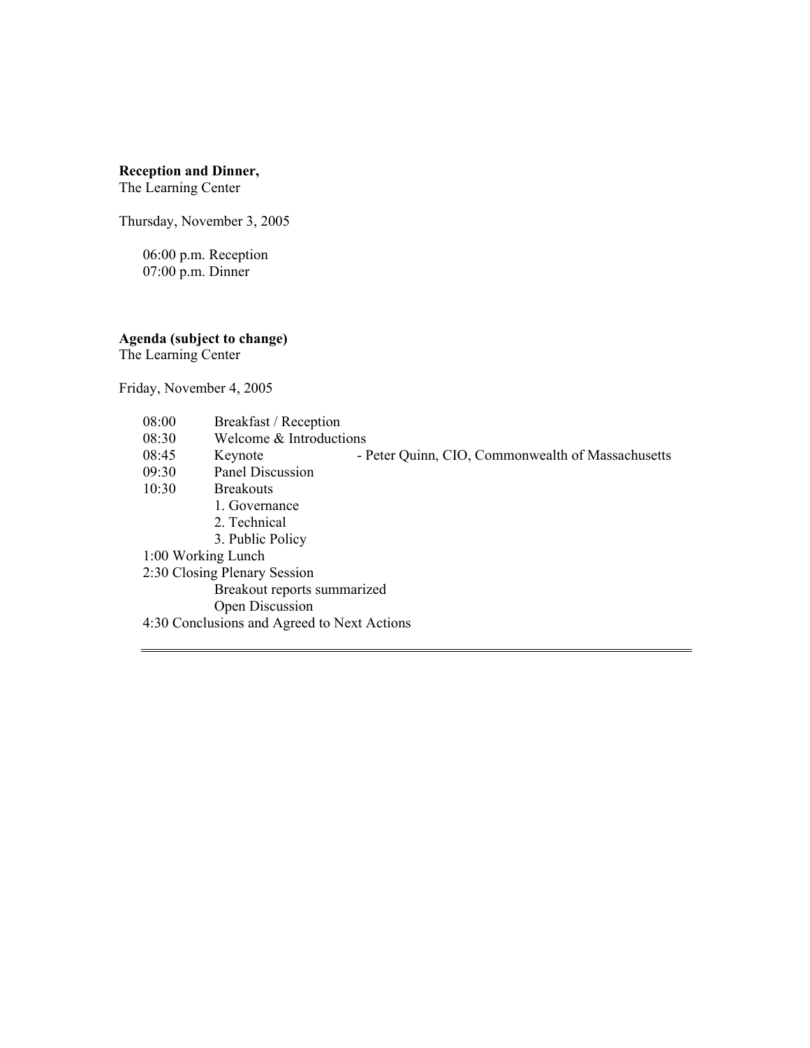**Reception and Dinner,**
The Learning Center

Thursday, November 3, 2005

06:00 p.m. Reception
07:00 p.m. Dinner

**Agenda (subject to change)**
The Learning Center

Friday, November 4, 2005

08:00 Breakfast / Reception
08:30 Welcome & Introductions
08:45 Keynote - Peter Quinn, CIO, Commonwealth of Massachusetts
09:30 Panel Discussion
10:30 Breakouts
1. Governance
2. Technical
3. Public Policy

1:00 Working Lunch
2:30 Closing Plenary Session
Breakout reports summarized
Open Discussion
4:30 Conclusions and Agreed to Next Actions

---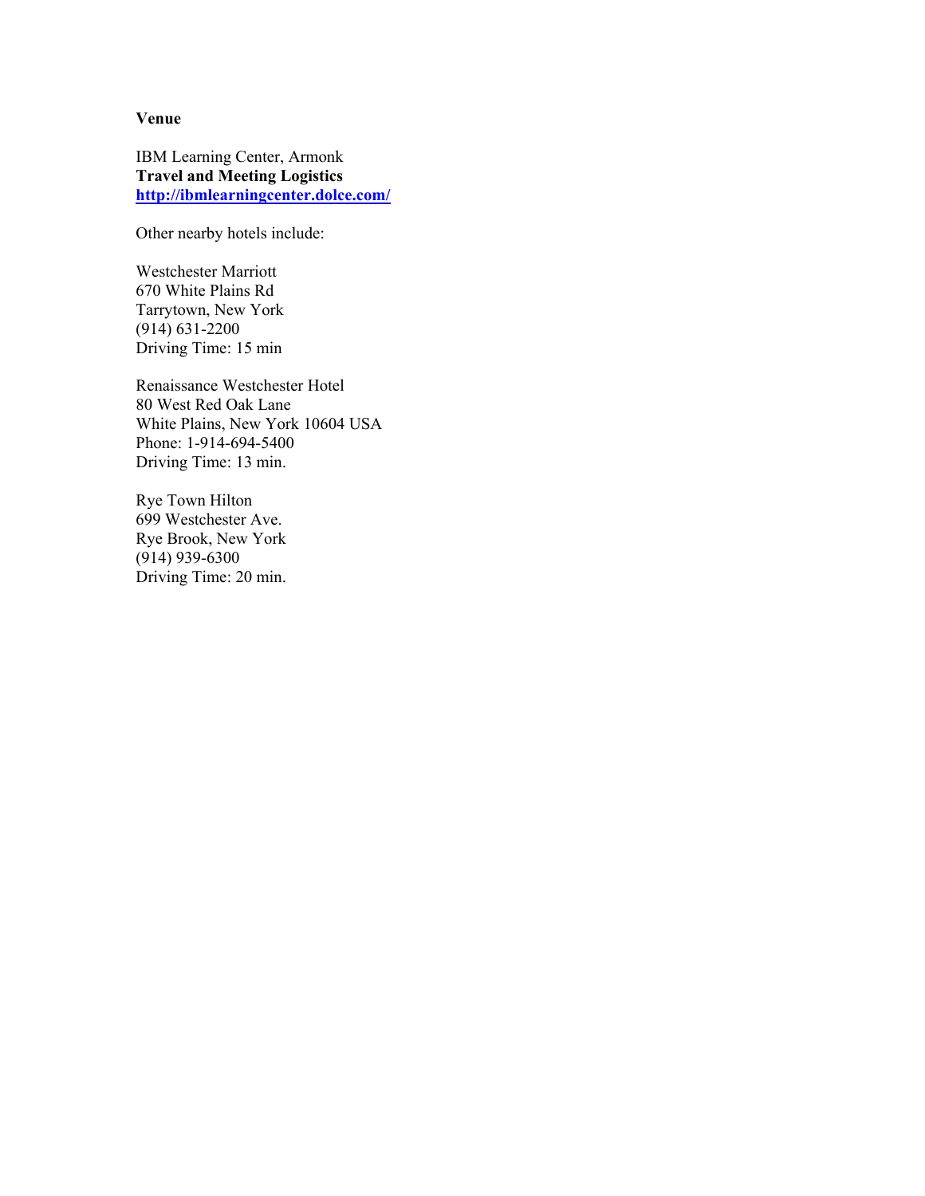**Venue**

IBM Learning Center, Armonk
**Travel and Meeting Logistics**
**[http://ibmlearningcenter.dolce.com/](http://ibmlearningcenter.dolce.com/)**

Other nearby hotels include:

Westchester Marriott
670 White Plains Rd
Tarrytown, New York
(914) 631-2200
Driving Time: 15 min

Renaissance Westchester Hotel
80 West Red Oak Lane
White Plains, New York 10604 USA
Phone: 1-914-694-5400
Driving Time: 13 min.

Rye Town Hilton
699 Westchester Ave.
Rye Brook, New York
(914) 939-6300
Driving Time: 20 min.